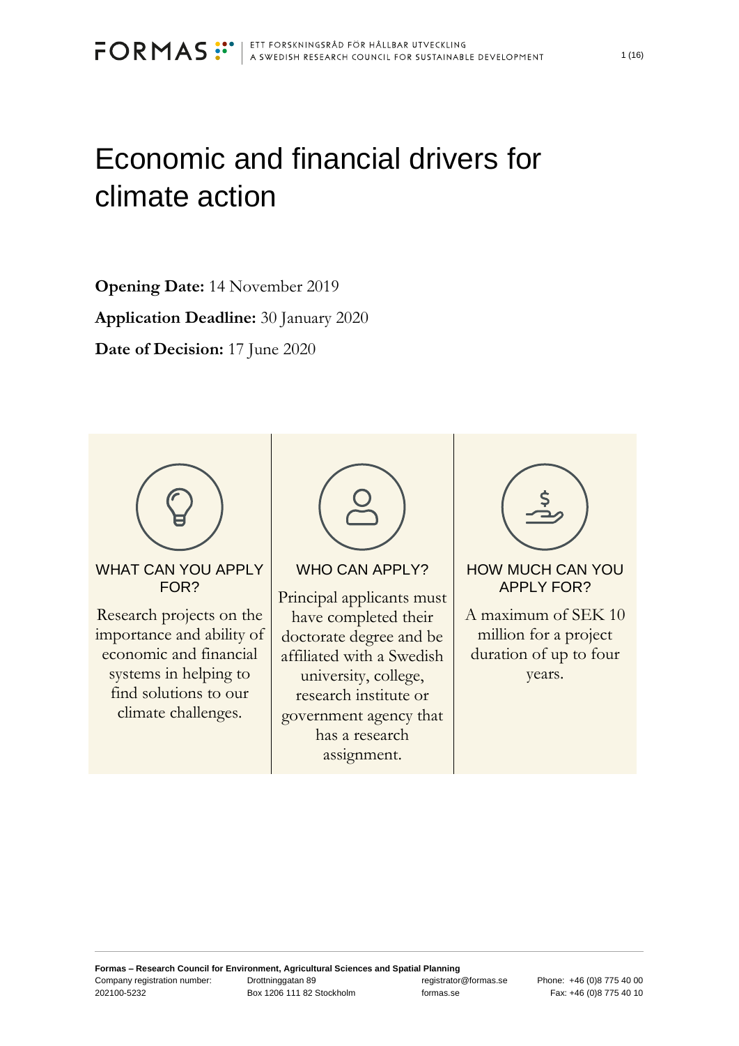# Economic and financial drivers for climate action

**Opening Date:** 14 November 2019

**Application Deadline:** 30 January 2020

**Date of Decision:** 17 June 2020

### WHAT CAN YOU APPLY FOR?

Research projects on the importance and ability of economic and financial systems in helping to find solutions to our climate challenges.

### WHO CAN APPLY?

Principal applicants must have completed their doctorate degree and be affiliated with a Swedish university, college, research institute or government agency that has a research assignment.

### HOW MUCH CAN YOU APPLY FOR?

A maximum of SEK 10 million for a project duration of up to four years.

**Formas – Research Council for Environment, Agricultural Sciences and Spatial Planning**
Company registration number: 202100-5232
Drottninggatan 89
Box 1206 111 82 Stockholm
registrator@formas.se
formas.se
Phone: +46 (0)8 775 40 00
Fax: +46 (0)8 775 40 10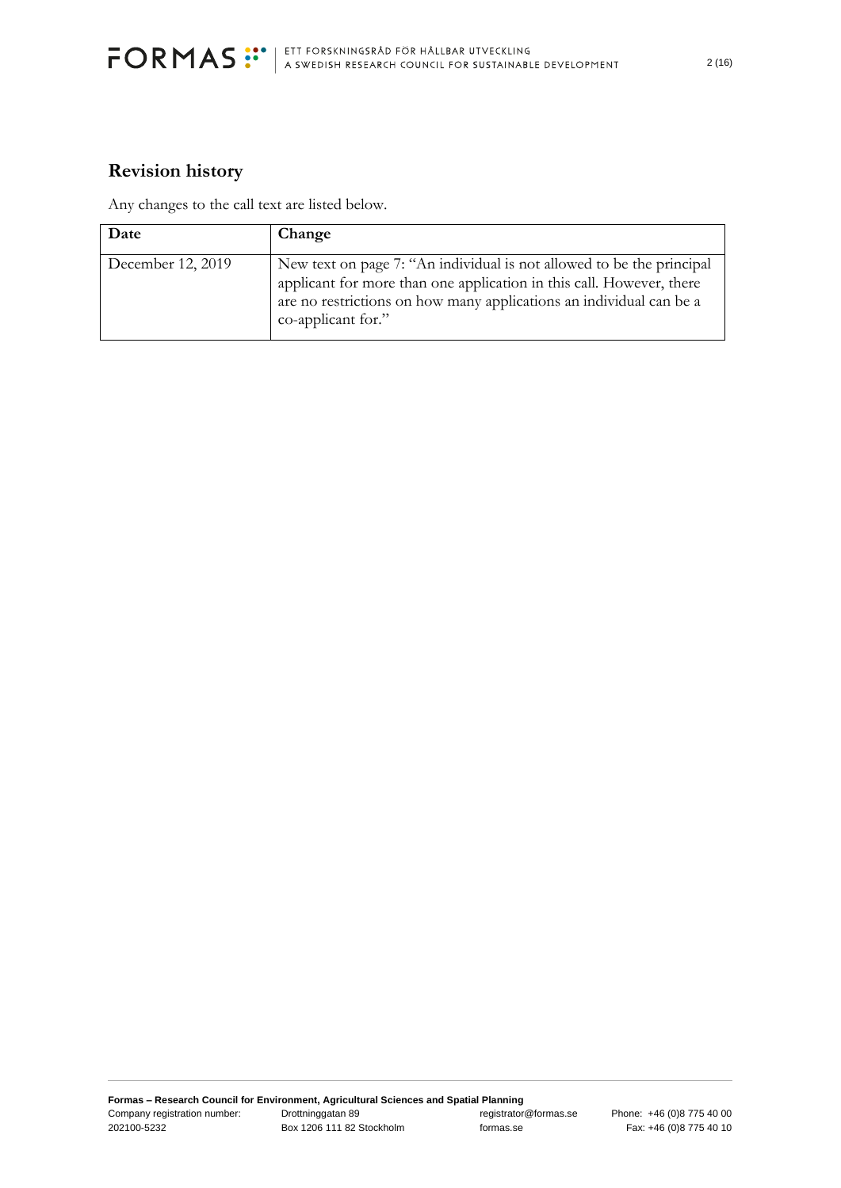## Revision history

Any changes to the call text are listed below.

| Date | Change |
| --- | --- |
| December 12, 2019 | New text on page 7: "An individual is not allowed to be the principal applicant for more than one application in this call. However, there are no restrictions on how many applications an individual can be a co-applicant for." |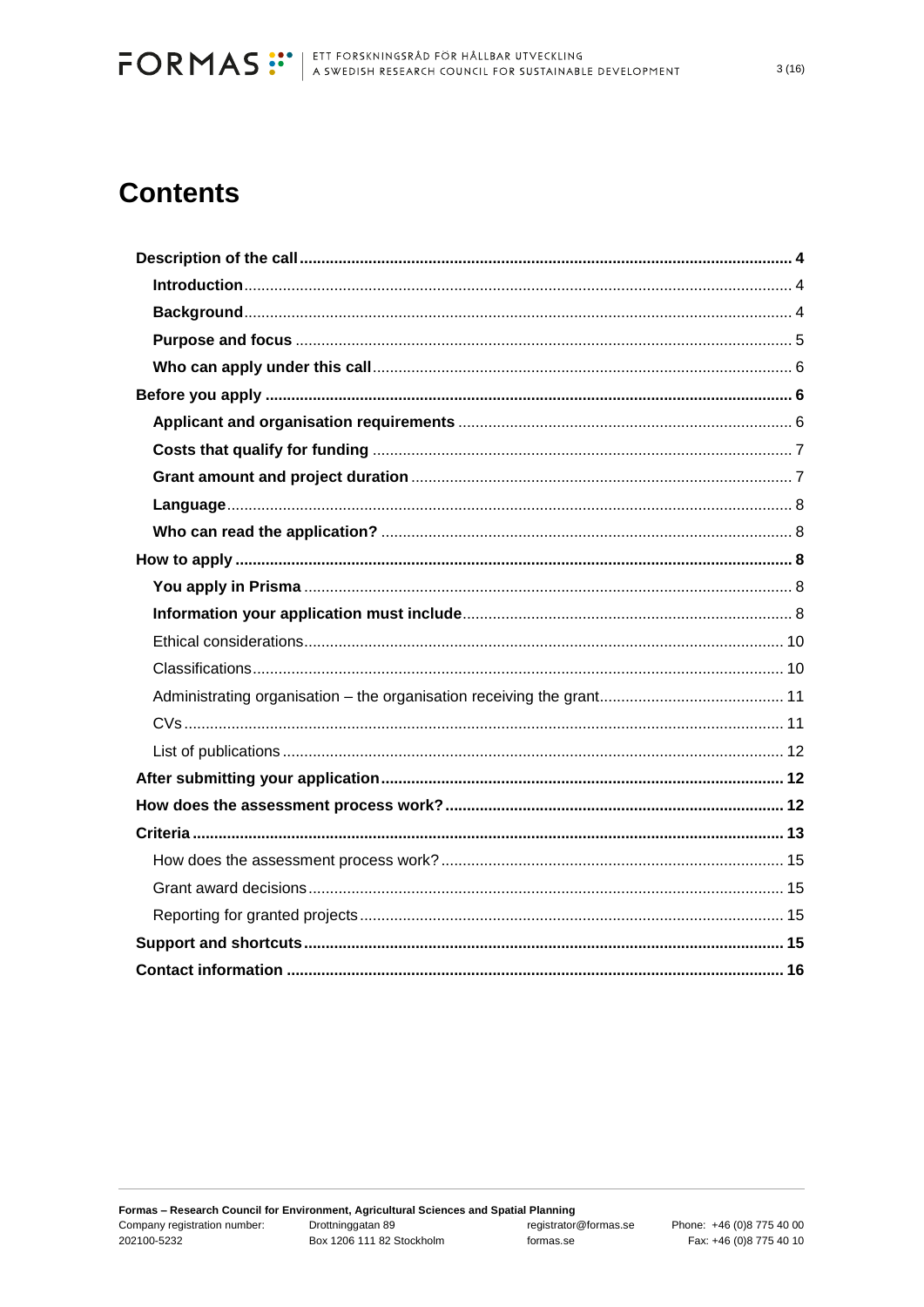# Contents

**Description of the call** ... **4**

**Introduction** ... 4

**Background** ... 4

**Purpose and focus** ... 5

**Who can apply under this call** ... 6

**Before you apply** ... **6**

**Applicant and organisation requirements** ... 6

**Costs that qualify for funding** ... 7

**Grant amount and project duration** ... 7

**Language** ... 8

**Who can read the application?** ... 8

**How to apply** ... **8**

**You apply in Prisma** ... 8

**Information your application must include** ... 8

Ethical considerations ... 10

Classifications ... 10

Administrating organisation – the organisation receiving the grant ... 11

CVs ... 11

List of publications ... 12

**After submitting your application** ... **12**

**How does the assessment process work?** ... **12**

**Criteria** ... **13**

How does the assessment process work? ... 15

Grant award decisions ... 15

Reporting for granted projects ... 15

**Support and shortcuts** ... **15**

**Contact information** ... **16**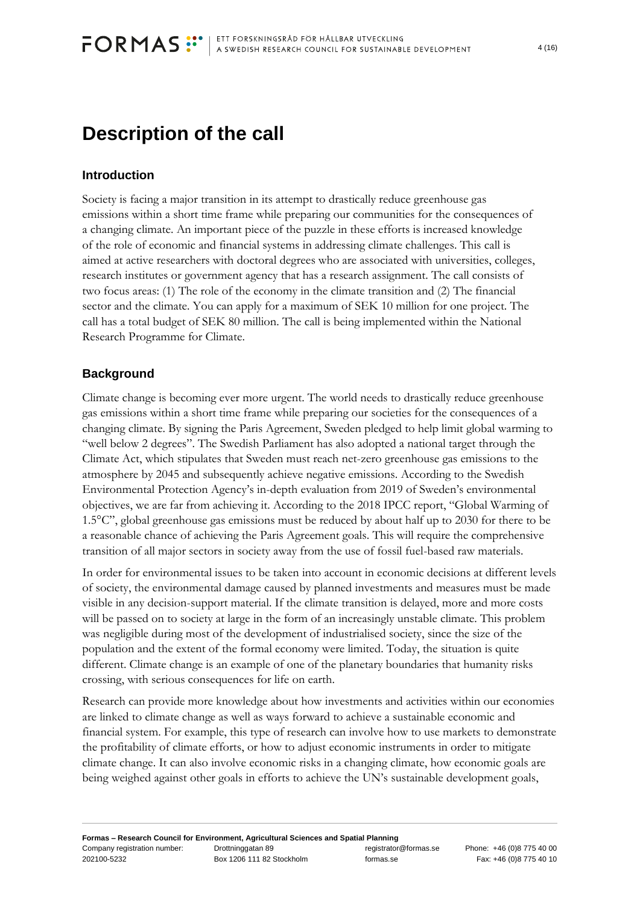# Description of the call

## Introduction

Society is facing a major transition in its attempt to drastically reduce greenhouse gas emissions within a short time frame while preparing our communities for the consequences of a changing climate. An important piece of the puzzle in these efforts is increased knowledge of the role of economic and financial systems in addressing climate challenges. This call is aimed at active researchers with doctoral degrees who are associated with universities, colleges, research institutes or government agency that has a research assignment. The call consists of two focus areas: (1) The role of the economy in the climate transition and (2) The financial sector and the climate. You can apply for a maximum of SEK 10 million for one project. The call has a total budget of SEK 80 million. The call is being implemented within the National Research Programme for Climate.

## Background

Climate change is becoming ever more urgent. The world needs to drastically reduce greenhouse gas emissions within a short time frame while preparing our societies for the consequences of a changing climate. By signing the Paris Agreement, Sweden pledged to help limit global warming to "well below 2 degrees". The Swedish Parliament has also adopted a national target through the Climate Act, which stipulates that Sweden must reach net-zero greenhouse gas emissions to the atmosphere by 2045 and subsequently achieve negative emissions. According to the Swedish Environmental Protection Agency's in-depth evaluation from 2019 of Sweden's environmental objectives, we are far from achieving it. According to the 2018 IPCC report, "Global Warming of 1.5°C", global greenhouse gas emissions must be reduced by about half up to 2030 for there to be a reasonable chance of achieving the Paris Agreement goals. This will require the comprehensive transition of all major sectors in society away from the use of fossil fuel-based raw materials.

In order for environmental issues to be taken into account in economic decisions at different levels of society, the environmental damage caused by planned investments and measures must be made visible in any decision-support material. If the climate transition is delayed, more and more costs will be passed on to society at large in the form of an increasingly unstable climate. This problem was negligible during most of the development of industrialised society, since the size of the population and the extent of the formal economy were limited. Today, the situation is quite different. Climate change is an example of one of the planetary boundaries that humanity risks crossing, with serious consequences for life on earth.

Research can provide more knowledge about how investments and activities within our economies are linked to climate change as well as ways forward to achieve a sustainable economic and financial system. For example, this type of research can involve how to use markets to demonstrate the profitability of climate efforts, or how to adjust economic instruments in order to mitigate climate change. It can also involve economic risks in a changing climate, how economic goals are being weighed against other goals in efforts to achieve the UN's sustainable development goals,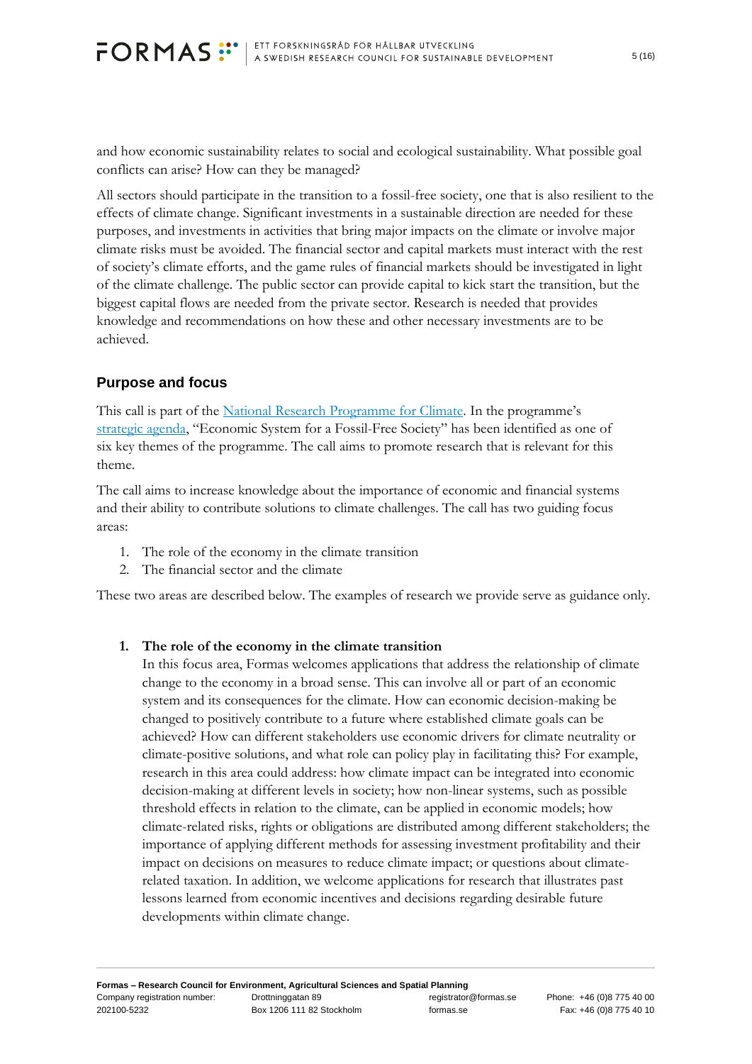and how economic sustainability relates to social and ecological sustainability. What possible goal conflicts can arise? How can they be managed?

All sectors should participate in the transition to a fossil-free society, one that is also resilient to the effects of climate change. Significant investments in a sustainable direction are needed for these purposes, and investments in activities that bring major impacts on the climate or involve major climate risks must be avoided. The financial sector and capital markets must interact with the rest of society's climate efforts, and the game rules of financial markets should be investigated in light of the climate challenge. The public sector can provide capital to kick start the transition, but the biggest capital flows are needed from the private sector. Research is needed that provides knowledge and recommendations on how these and other necessary investments are to be achieved.

## Purpose and focus

This call is part of the [National Research Programme for Climate](). In the programme's [strategic agenda](), "Economic System for a Fossil-Free Society" has been identified as one of six key themes of the programme. The call aims to promote research that is relevant for this theme.

The call aims to increase knowledge about the importance of economic and financial systems and their ability to contribute solutions to climate challenges. The call has two guiding focus areas:

1. The role of the economy in the climate transition
2. The financial sector and the climate

These two areas are described below. The examples of research we provide serve as guidance only.

1. **The role of the economy in the climate transition**
   In this focus area, Formas welcomes applications that address the relationship of climate change to the economy in a broad sense. This can involve all or part of an economic system and its consequences for the climate. How can economic decision-making be changed to positively contribute to a future where established climate goals can be achieved? How can different stakeholders use economic drivers for climate neutrality or climate-positive solutions, and what role can policy play in facilitating this? For example, research in this area could address: how climate impact can be integrated into economic decision-making at different levels in society; how non-linear systems, such as possible threshold effects in relation to the climate, can be applied in economic models; how climate-related risks, rights or obligations are distributed among different stakeholders; the importance of applying different methods for assessing investment profitability and their impact on decisions on measures to reduce climate impact; or questions about climate-related taxation. In addition, we welcome applications for research that illustrates past lessons learned from economic incentives and decisions regarding desirable future developments within climate change.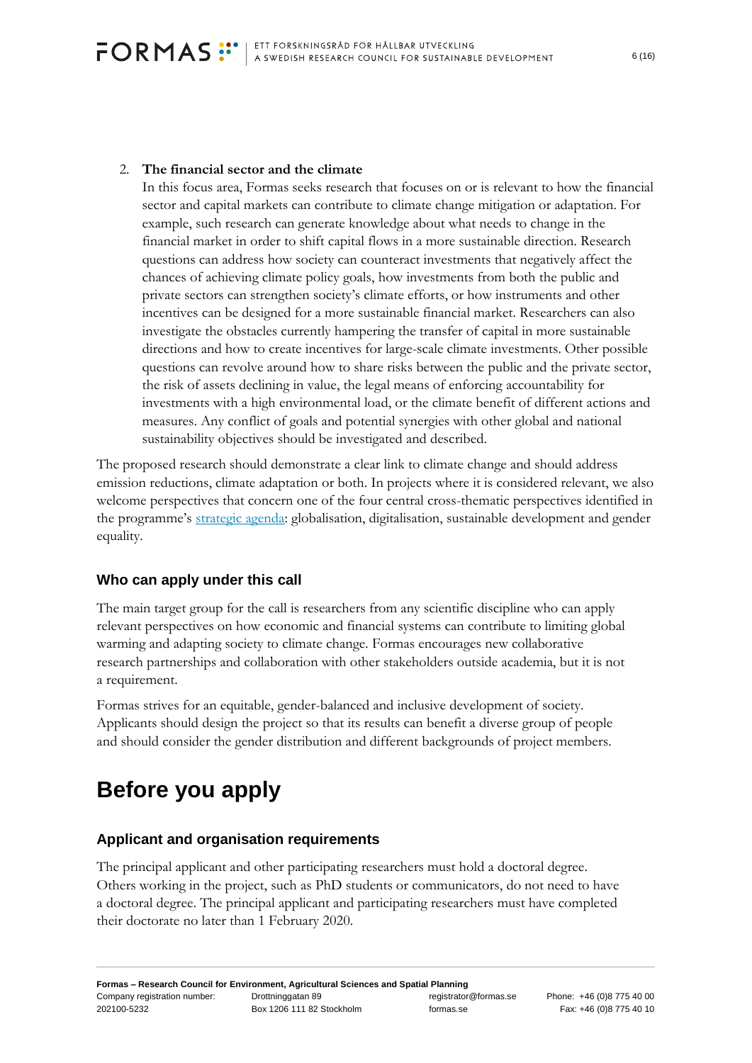2. **The financial sector and the climate**
   In this focus area, Formas seeks research that focuses on or is relevant to how the financial sector and capital markets can contribute to climate change mitigation or adaptation. For example, such research can generate knowledge about what needs to change in the financial market in order to shift capital flows in a more sustainable direction. Research questions can address how society can counteract investments that negatively affect the chances of achieving climate policy goals, how investments from both the public and private sectors can strengthen society's climate efforts, or how instruments and other incentives can be designed for a more sustainable financial market. Researchers can also investigate the obstacles currently hampering the transfer of capital in more sustainable directions and how to create incentives for large-scale climate investments. Other possible questions can revolve around how to share risks between the public and the private sector, the risk of assets declining in value, the legal means of enforcing accountability for investments with a high environmental load, or the climate benefit of different actions and measures. Any conflict of goals and potential synergies with other global and national sustainability objectives should be investigated and described.

The proposed research should demonstrate a clear link to climate change and should address emission reductions, climate adaptation or both. In projects where it is considered relevant, we also welcome perspectives that concern one of the four central cross-thematic perspectives identified in the programme's strategic agenda: globalisation, digitalisation, sustainable development and gender equality.

### Who can apply under this call

The main target group for the call is researchers from any scientific discipline who can apply relevant perspectives on how economic and financial systems can contribute to limiting global warming and adapting society to climate change. Formas encourages new collaborative research partnerships and collaboration with other stakeholders outside academia, but it is not a requirement.

Formas strives for an equitable, gender-balanced and inclusive development of society. Applicants should design the project so that its results can benefit a diverse group of people and should consider the gender distribution and different backgrounds of project members.

# Before you apply

### Applicant and organisation requirements

The principal applicant and other participating researchers must hold a doctoral degree. Others working in the project, such as PhD students or communicators, do not need to have a doctoral degree. The principal applicant and participating researchers must have completed their doctorate no later than 1 February 2020.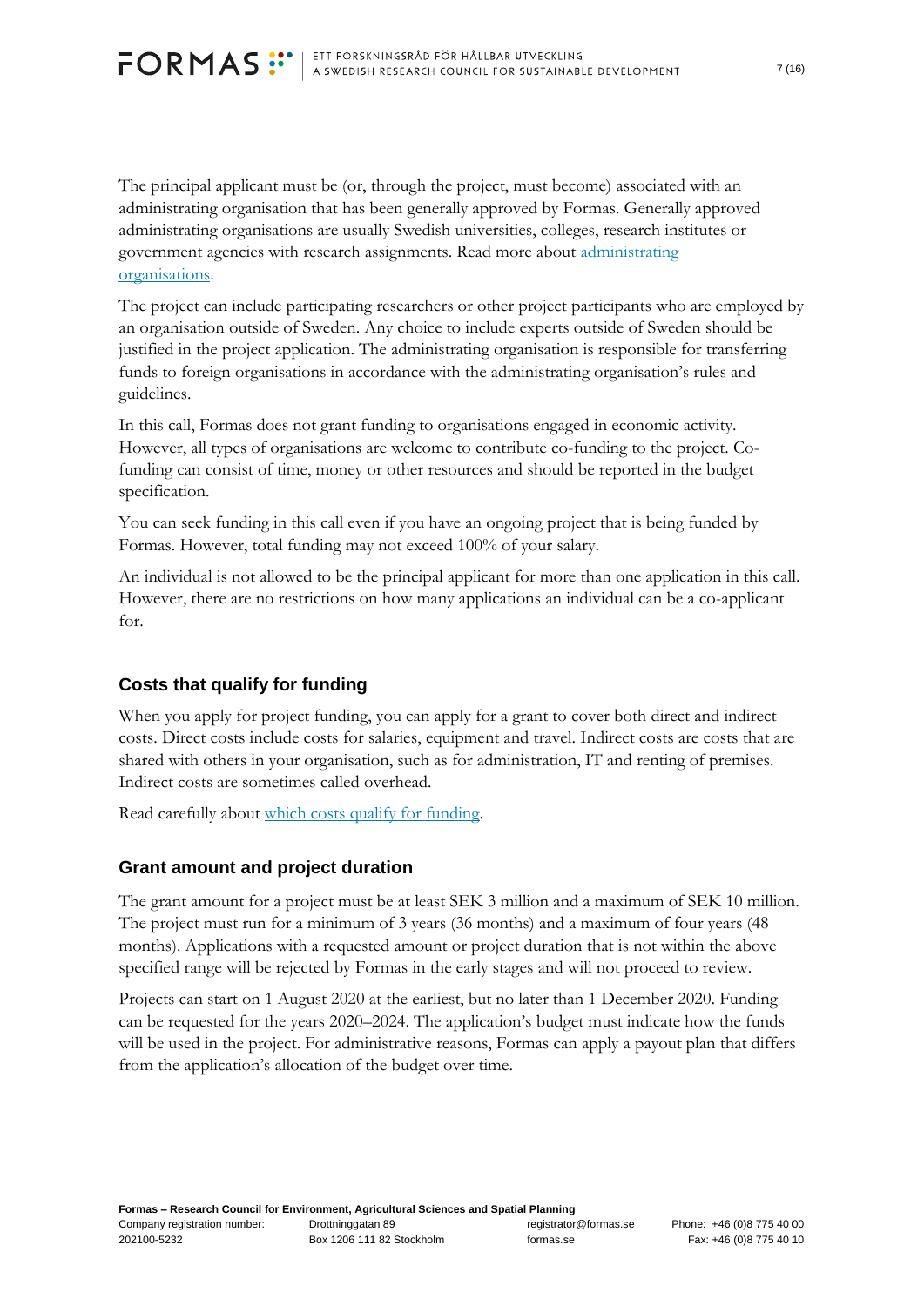The principal applicant must be (or, through the project, must become) associated with an administrating organisation that has been generally approved by Formas. Generally approved administrating organisations are usually Swedish universities, colleges, research institutes or government agencies with research assignments. Read more about [administrating organisations](#).

The project can include participating researchers or other project participants who are employed by an organisation outside of Sweden. Any choice to include experts outside of Sweden should be justified in the project application. The administrating organisation is responsible for transferring funds to foreign organisations in accordance with the administrating organisation's rules and guidelines.

In this call, Formas does not grant funding to organisations engaged in economic activity. However, all types of organisations are welcome to contribute co-funding to the project. Co-funding can consist of time, money or other resources and should be reported in the budget specification.

You can seek funding in this call even if you have an ongoing project that is being funded by Formas. However, total funding may not exceed 100% of your salary.

An individual is not allowed to be the principal applicant for more than one application in this call. However, there are no restrictions on how many applications an individual can be a co-applicant for.

## Costs that qualify for funding

When you apply for project funding, you can apply for a grant to cover both direct and indirect costs. Direct costs include costs for salaries, equipment and travel. Indirect costs are costs that are shared with others in your organisation, such as for administration, IT and renting of premises. Indirect costs are sometimes called overhead.

Read carefully about [which costs qualify for funding](#).

## Grant amount and project duration

The grant amount for a project must be at least SEK 3 million and a maximum of SEK 10 million. The project must run for a minimum of 3 years (36 months) and a maximum of four years (48 months). Applications with a requested amount or project duration that is not within the above specified range will be rejected by Formas in the early stages and will not proceed to review.

Projects can start on 1 August 2020 at the earliest, but no later than 1 December 2020. Funding can be requested for the years 2020–2024. The application's budget must indicate how the funds will be used in the project. For administrative reasons, Formas can apply a payout plan that differs from the application's allocation of the budget over time.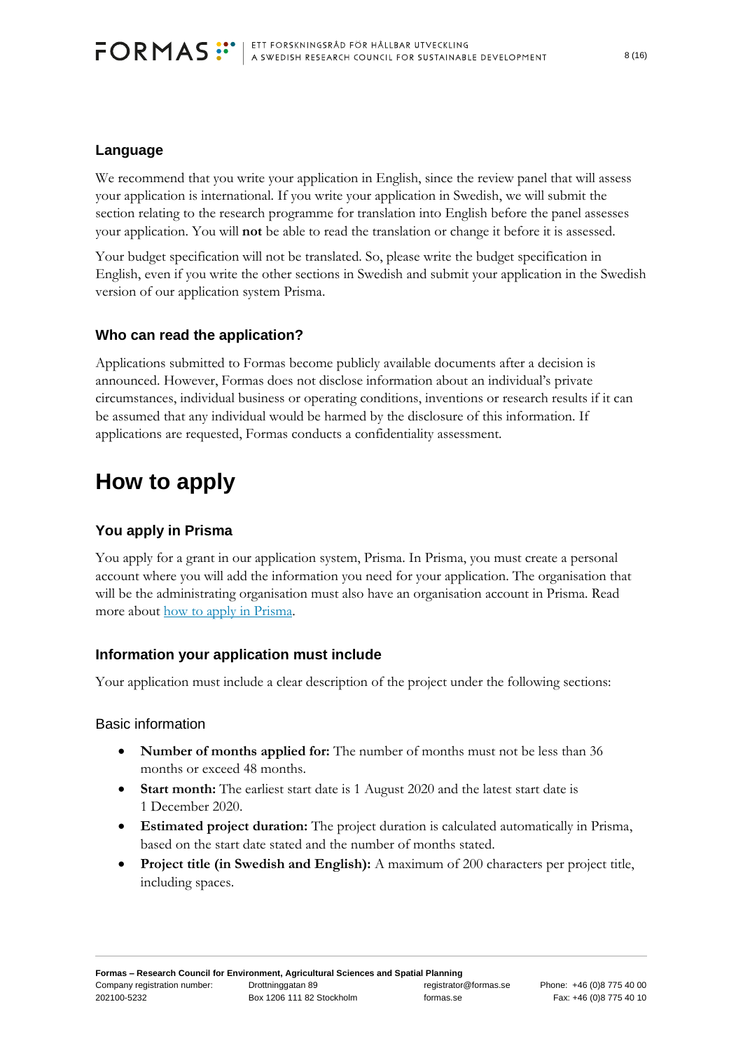### Language

We recommend that you write your application in English, since the review panel that will assess your application is international. If you write your application in Swedish, we will submit the section relating to the research programme for translation into English before the panel assesses your application. You will **not** be able to read the translation or change it before it is assessed.

Your budget specification will not be translated. So, please write the budget specification in English, even if you write the other sections in Swedish and submit your application in the Swedish version of our application system Prisma.

### Who can read the application?

Applications submitted to Formas become publicly available documents after a decision is announced. However, Formas does not disclose information about an individual's private circumstances, individual business or operating conditions, inventions or research results if it can be assumed that any individual would be harmed by the disclosure of this information. If applications are requested, Formas conducts a confidentiality assessment.

## How to apply

### You apply in Prisma

You apply for a grant in our application system, Prisma. In Prisma, you must create a personal account where you will add the information you need for your application. The organisation that will be the administrating organisation must also have an organisation account in Prisma. Read more about how to apply in Prisma.

### Information your application must include

Your application must include a clear description of the project under the following sections:

#### Basic information

- **Number of months applied for:** The number of months must not be less than 36 months or exceed 48 months.
- **Start month:** The earliest start date is 1 August 2020 and the latest start date is 1 December 2020.
- **Estimated project duration:** The project duration is calculated automatically in Prisma, based on the start date stated and the number of months stated.
- **Project title (in Swedish and English):** A maximum of 200 characters per project title, including spaces.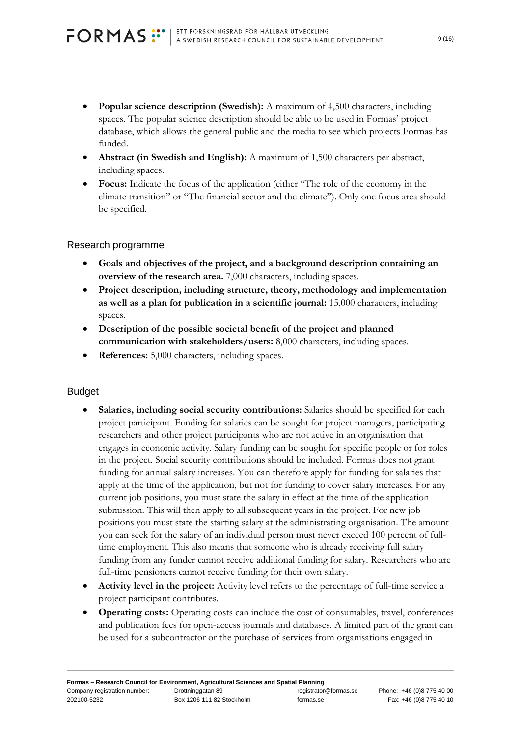- **Popular science description (Swedish):** A maximum of 4,500 characters, including spaces. The popular science description should be able to be used in Formas' project database, which allows the general public and the media to see which projects Formas has funded.
- **Abstract (in Swedish and English):** A maximum of 1,500 characters per abstract, including spaces.
- **Focus:** Indicate the focus of the application (either "The role of the economy in the climate transition" or "The financial sector and the climate"). Only one focus area should be specified.

## Research programme

- **Goals and objectives of the project, and a background description containing an overview of the research area.** 7,000 characters, including spaces.
- **Project description, including structure, theory, methodology and implementation as well as a plan for publication in a scientific journal:** 15,000 characters, including spaces.
- **Description of the possible societal benefit of the project and planned communication with stakeholders/users:** 8,000 characters, including spaces.
- **References:** 5,000 characters, including spaces.

## Budget

- **Salaries, including social security contributions:** Salaries should be specified for each project participant. Funding for salaries can be sought for project managers, participating researchers and other project participants who are not active in an organisation that engages in economic activity. Salary funding can be sought for specific people or for roles in the project. Social security contributions should be included. Formas does not grant funding for annual salary increases. You can therefore apply for funding for salaries that apply at the time of the application, but not for funding to cover salary increases. For any current job positions, you must state the salary in effect at the time of the application submission. This will then apply to all subsequent years in the project. For new job positions you must state the starting salary at the administrating organisation. The amount you can seek for the salary of an individual person must never exceed 100 percent of full-time employment. This also means that someone who is already receiving full salary funding from any funder cannot receive additional funding for salary. Researchers who are full-time pensioners cannot receive funding for their own salary.
- **Activity level in the project:** Activity level refers to the percentage of full-time service a project participant contributes.
- **Operating costs:** Operating costs can include the cost of consumables, travel, conferences and publication fees for open-access journals and databases. A limited part of the grant can be used for a subcontractor or the purchase of services from organisations engaged in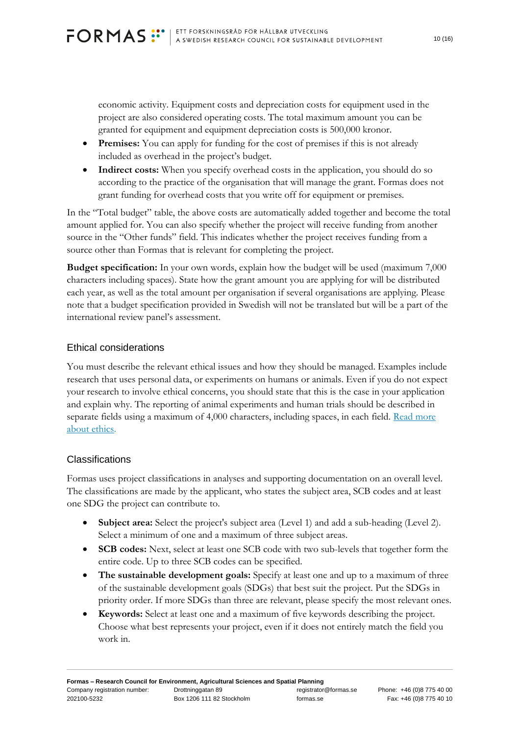economic activity. Equipment costs and depreciation costs for equipment used in the project are also considered operating costs. The total maximum amount you can be granted for equipment and equipment depreciation costs is 500,000 kronor.

- **Premises:** You can apply for funding for the cost of premises if this is not already included as overhead in the project's budget.
- **Indirect costs:** When you specify overhead costs in the application, you should do so according to the practice of the organisation that will manage the grant. Formas does not grant funding for overhead costs that you write off for equipment or premises.

In the "Total budget" table, the above costs are automatically added together and become the total amount applied for. You can also specify whether the project will receive funding from another source in the "Other funds" field. This indicates whether the project receives funding from a source other than Formas that is relevant for completing the project.

**Budget specification:** In your own words, explain how the budget will be used (maximum 7,000 characters including spaces). State how the grant amount you are applying for will be distributed each year, as well as the total amount per organisation if several organisations are applying. Please note that a budget specification provided in Swedish will not be translated but will be a part of the international review panel's assessment.

## Ethical considerations

You must describe the relevant ethical issues and how they should be managed. Examples include research that uses personal data, or experiments on humans or animals. Even if you do not expect your research to involve ethical concerns, you should state that this is the case in your application and explain why. The reporting of animal experiments and human trials should be described in separate fields using a maximum of 4,000 characters, including spaces, in each field. [Read more about ethics.]

## Classifications

Formas uses project classifications in analyses and supporting documentation on an overall level. The classifications are made by the applicant, who states the subject area, SCB codes and at least one SDG the project can contribute to.

- **Subject area:** Select the project's subject area (Level 1) and add a sub-heading (Level 2). Select a minimum of one and a maximum of three subject areas.
- **SCB codes:** Next, select at least one SCB code with two sub-levels that together form the entire code. Up to three SCB codes can be specified.
- **The sustainable development goals:** Specify at least one and up to a maximum of three of the sustainable development goals (SDGs) that best suit the project. Put the SDGs in priority order. If more SDGs than three are relevant, please specify the most relevant ones.
- **Keywords:** Select at least one and a maximum of five keywords describing the project. Choose what best represents your project, even if it does not entirely match the field you work in.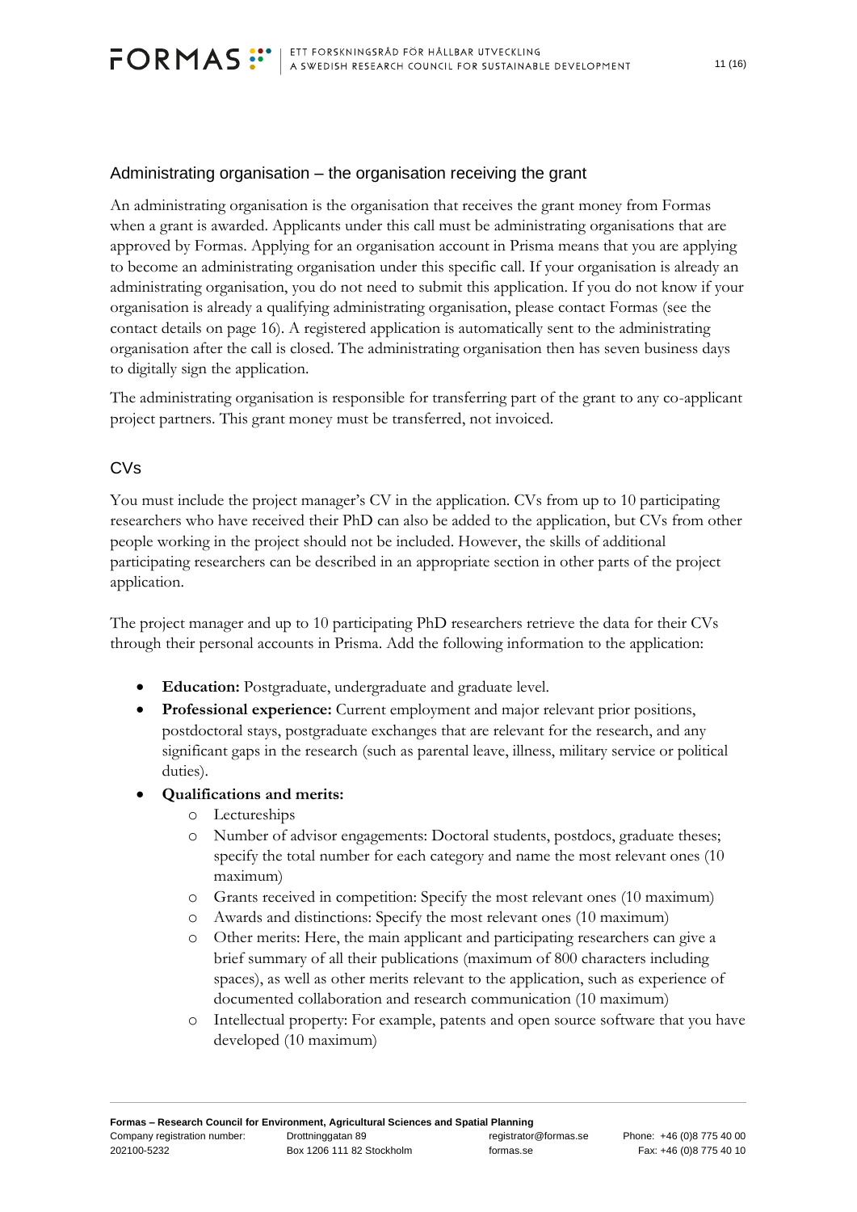## Administrating organisation – the organisation receiving the grant

An administrating organisation is the organisation that receives the grant money from Formas when a grant is awarded. Applicants under this call must be administrating organisations that are approved by Formas. Applying for an organisation account in Prisma means that you are applying to become an administrating organisation under this specific call. If your organisation is already an administrating organisation, you do not need to submit this application. If you do not know if your organisation is already a qualifying administrating organisation, please contact Formas (see the contact details on page 16). A registered application is automatically sent to the administrating organisation after the call is closed. The administrating organisation then has seven business days to digitally sign the application.

The administrating organisation is responsible for transferring part of the grant to any co-applicant project partners. This grant money must be transferred, not invoiced.

## CVs

You must include the project manager's CV in the application. CVs from up to 10 participating researchers who have received their PhD can also be added to the application, but CVs from other people working in the project should not be included. However, the skills of additional participating researchers can be described in an appropriate section in other parts of the project application.

The project manager and up to 10 participating PhD researchers retrieve the data for their CVs through their personal accounts in Prisma. Add the following information to the application:

- **Education:** Postgraduate, undergraduate and graduate level.
- **Professional experience:** Current employment and major relevant prior positions, postdoctoral stays, postgraduate exchanges that are relevant for the research, and any significant gaps in the research (such as parental leave, illness, military service or political duties).
- **Qualifications and merits:**
  - Lectureships
  - Number of advisor engagements: Doctoral students, postdocs, graduate theses; specify the total number for each category and name the most relevant ones (10 maximum)
  - Grants received in competition: Specify the most relevant ones (10 maximum)
  - Awards and distinctions: Specify the most relevant ones (10 maximum)
  - Other merits: Here, the main applicant and participating researchers can give a brief summary of all their publications (maximum of 800 characters including spaces), as well as other merits relevant to the application, such as experience of documented collaboration and research communication (10 maximum)
  - Intellectual property: For example, patents and open source software that you have developed (10 maximum)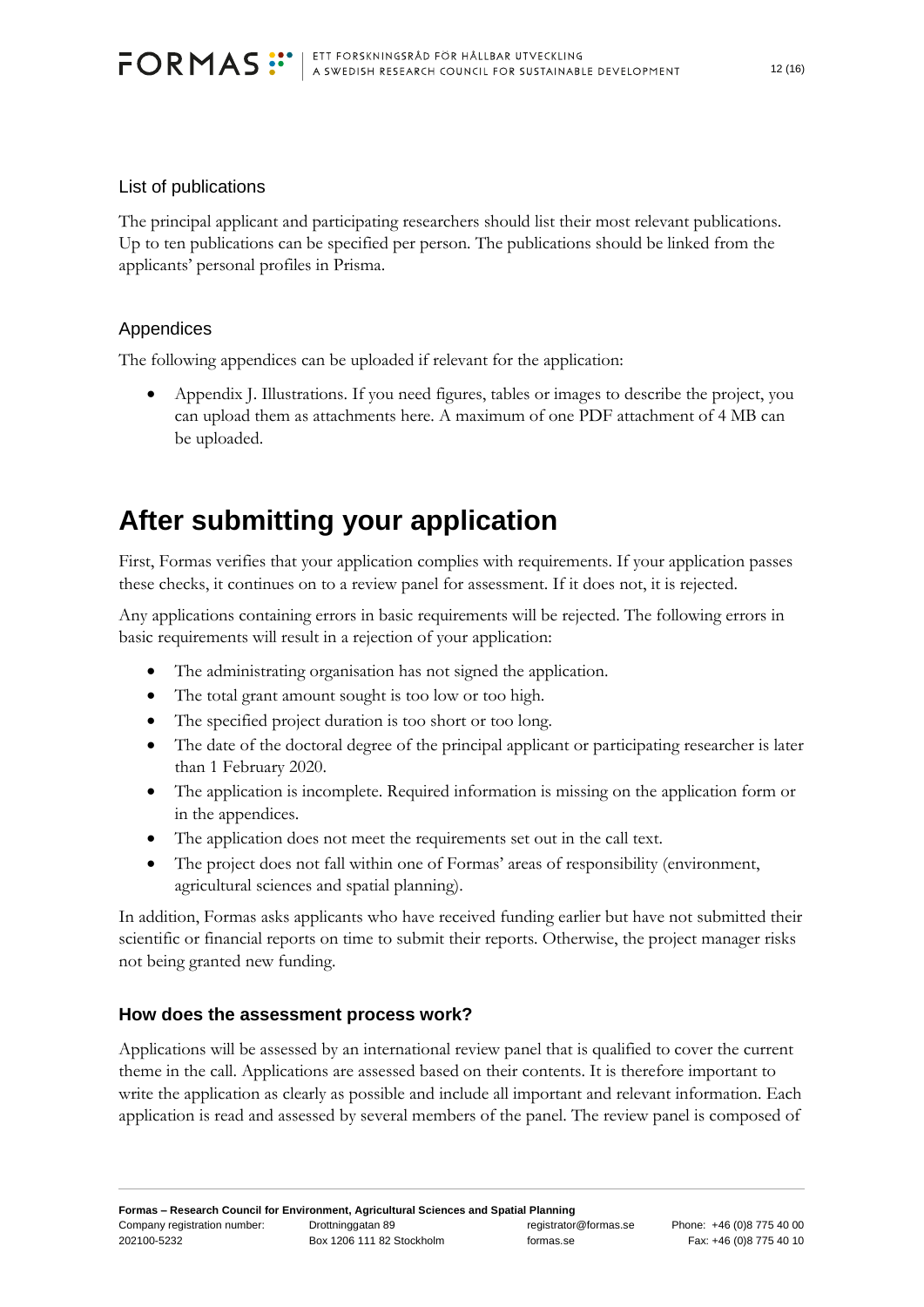### List of publications

The principal applicant and participating researchers should list their most relevant publications. Up to ten publications can be specified per person. The publications should be linked from the applicants' personal profiles in Prisma.

### Appendices

The following appendices can be uploaded if relevant for the application:

- Appendix J. Illustrations. If you need figures, tables or images to describe the project, you can upload them as attachments here. A maximum of one PDF attachment of 4 MB can be uploaded.

# After submitting your application

First, Formas verifies that your application complies with requirements. If your application passes these checks, it continues on to a review panel for assessment. If it does not, it is rejected.

Any applications containing errors in basic requirements will be rejected. The following errors in basic requirements will result in a rejection of your application:

- The administrating organisation has not signed the application.
- The total grant amount sought is too low or too high.
- The specified project duration is too short or too long.
- The date of the doctoral degree of the principal applicant or participating researcher is later than 1 February 2020.
- The application is incomplete. Required information is missing on the application form or in the appendices.
- The application does not meet the requirements set out in the call text.
- The project does not fall within one of Formas' areas of responsibility (environment, agricultural sciences and spatial planning).

In addition, Formas asks applicants who have received funding earlier but have not submitted their scientific or financial reports on time to submit their reports. Otherwise, the project manager risks not being granted new funding.

## How does the assessment process work?

Applications will be assessed by an international review panel that is qualified to cover the current theme in the call. Applications are assessed based on their contents. It is therefore important to write the application as clearly as possible and include all important and relevant information. Each application is read and assessed by several members of the panel. The review panel is composed of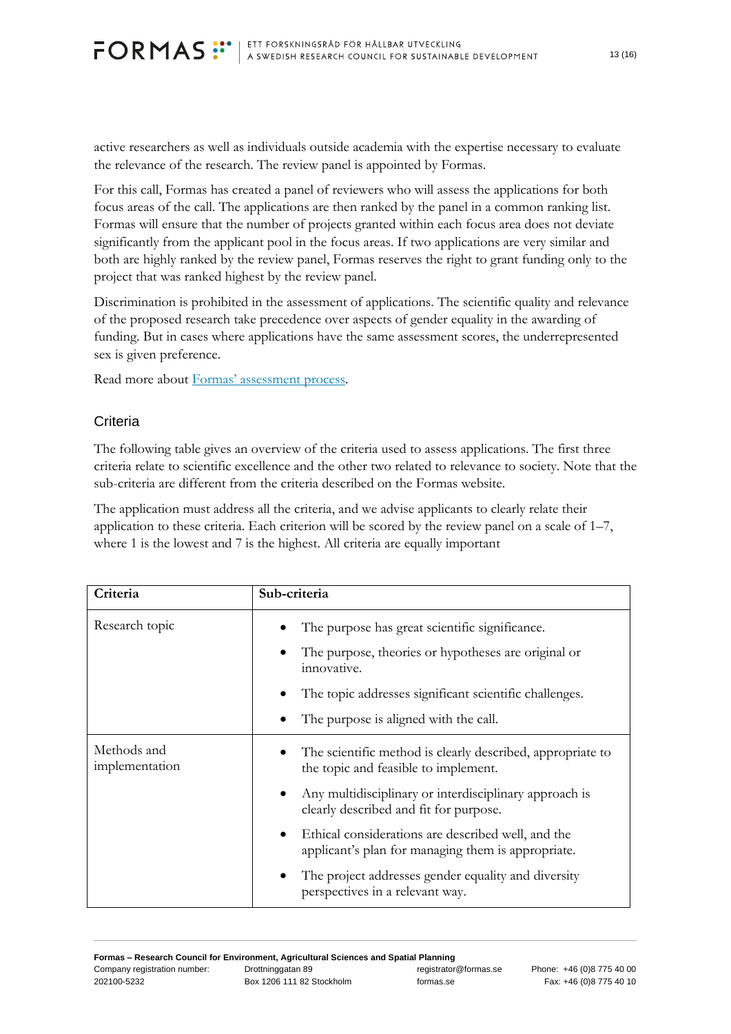active researchers as well as individuals outside academia with the expertise necessary to evaluate the relevance of the research. The review panel is appointed by Formas.

For this call, Formas has created a panel of reviewers who will assess the applications for both focus areas of the call. The applications are then ranked by the panel in a common ranking list. Formas will ensure that the number of projects granted within each focus area does not deviate significantly from the applicant pool in the focus areas. If two applications are very similar and both are highly ranked by the review panel, Formas reserves the right to grant funding only to the project that was ranked highest by the review panel.

Discrimination is prohibited in the assessment of applications. The scientific quality and relevance of the proposed research take precedence over aspects of gender equality in the awarding of funding. But in cases where applications have the same assessment scores, the underrepresented sex is given preference.

Read more about [Formas' assessment process](Formas' assessment process).

## Criteria

The following table gives an overview of the criteria used to assess applications. The first three criteria relate to scientific excellence and the other two related to relevance to society. Note that the sub-criteria are different from the criteria described on the Formas website.

The application must address all the criteria, and we advise applicants to clearly relate their application to these criteria. Each criterion will be scored by the review panel on a scale of 1–7, where 1 is the lowest and 7 is the highest. All criteria are equally important

| **Criteria** | **Sub-criteria** |
|---|---|
| Research topic | • The purpose has great scientific significance.<br>• The purpose, theories or hypotheses are original or innovative.<br>• The topic addresses significant scientific challenges.<br>• The purpose is aligned with the call. |
| Methods and implementation | • The scientific method is clearly described, appropriate to the topic and feasible to implement.<br>• Any multidisciplinary or interdisciplinary approach is clearly described and fit for purpose.<br>• Ethical considerations are described well, and the applicant's plan for managing them is appropriate.<br>• The project addresses gender equality and diversity perspectives in a relevant way. |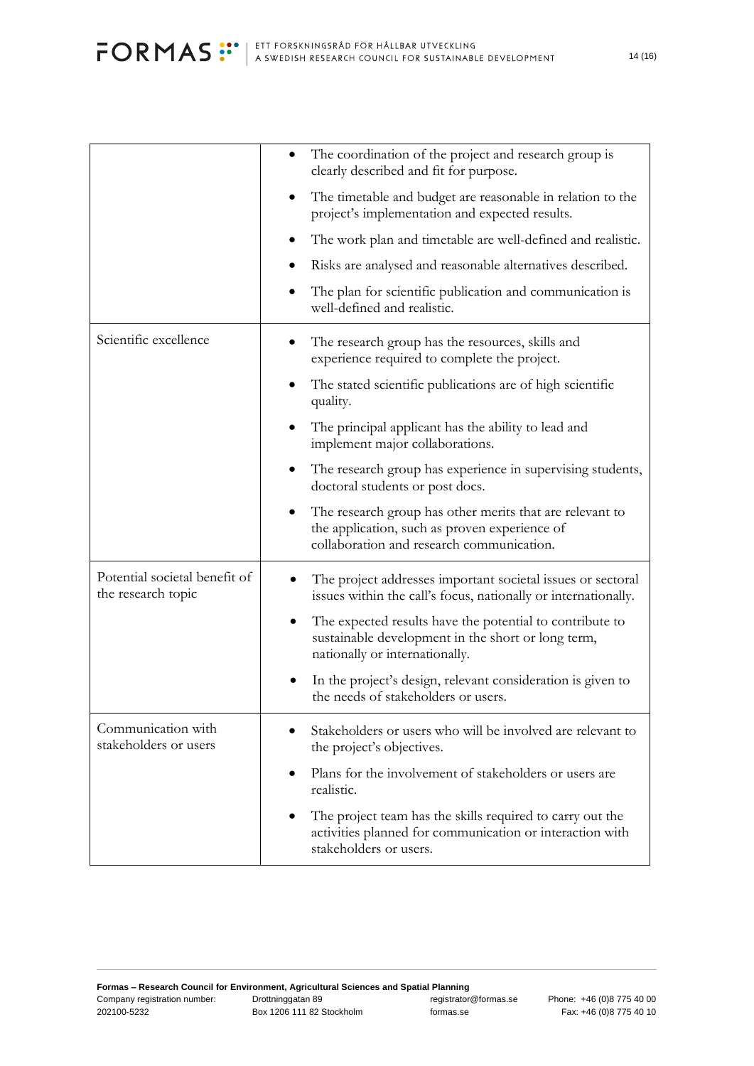| | |
|---|---|
| | • The coordination of the project and research group is clearly described and fit for purpose.<br>• The timetable and budget are reasonable in relation to the project's implementation and expected results.<br>• The work plan and timetable are well-defined and realistic.<br>• Risks are analysed and reasonable alternatives described.<br>• The plan for scientific publication and communication is well-defined and realistic. |
| Scientific excellence | • The research group has the resources, skills and experience required to complete the project.<br>• The stated scientific publications are of high scientific quality.<br>• The principal applicant has the ability to lead and implement major collaborations.<br>• The research group has experience in supervising students, doctoral students or post docs.<br>• The research group has other merits that are relevant to the application, such as proven experience of collaboration and research communication. |
| Potential societal benefit of the research topic | • The project addresses important societal issues or sectoral issues within the call's focus, nationally or internationally.<br>• The expected results have the potential to contribute to sustainable development in the short or long term, nationally or internationally.<br>• In the project's design, relevant consideration is given to the needs of stakeholders or users. |
| Communication with stakeholders or users | • Stakeholders or users who will be involved are relevant to the project's objectives.<br>• Plans for the involvement of stakeholders or users are realistic.<br>• The project team has the skills required to carry out the activities planned for communication or interaction with stakeholders or users. |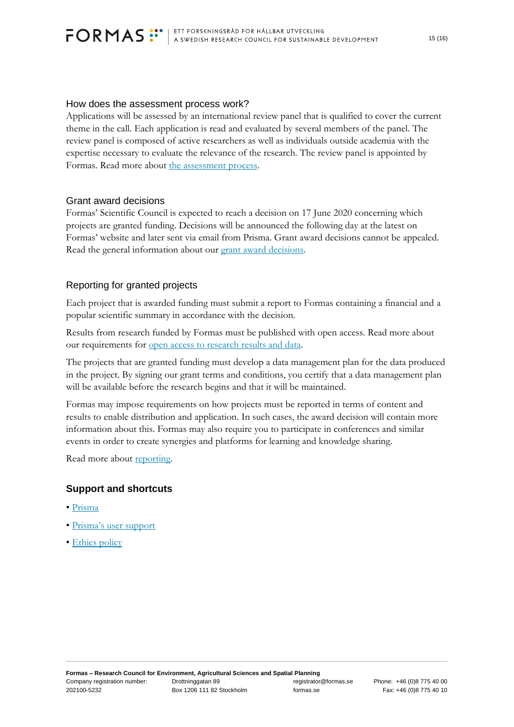## How does the assessment process work?

Applications will be assessed by an international review panel that is qualified to cover the current theme in the call. Each application is read and evaluated by several members of the panel. The review panel is composed of active researchers as well as individuals outside academia with the expertise necessary to evaluate the relevance of the research. The review panel is appointed by Formas. Read more about the assessment process.

## Grant award decisions

Formas' Scientific Council is expected to reach a decision on 17 June 2020 concerning which projects are granted funding. Decisions will be announced the following day at the latest on Formas' website and later sent via email from Prisma. Grant award decisions cannot be appealed. Read the general information about our grant award decisions.

## Reporting for granted projects

Each project that is awarded funding must submit a report to Formas containing a financial and a popular scientific summary in accordance with the decision.

Results from research funded by Formas must be published with open access. Read more about our requirements for open access to research results and data.

The projects that are granted funding must develop a data management plan for the data produced in the project. By signing our grant terms and conditions, you certify that a data management plan will be available before the research begins and that it will be maintained.

Formas may impose requirements on how projects must be reported in terms of content and results to enable distribution and application. In such cases, the award decision will contain more information about this. Formas may also require you to participate in conferences and similar events in order to create synergies and platforms for learning and knowledge sharing.

Read more about reporting.

## Support and shortcuts

- Prisma
- Prisma's user support
- Ethics policy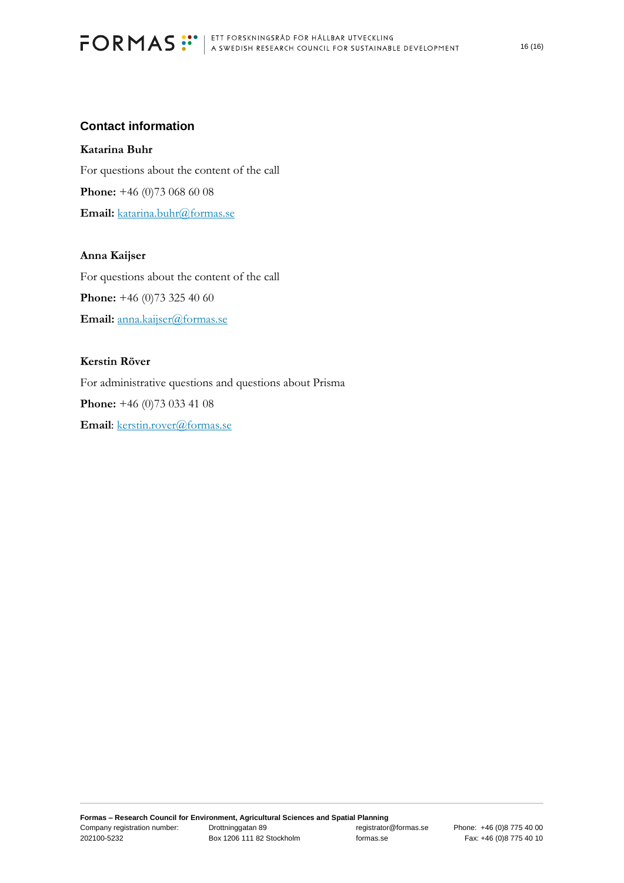## Contact information

**Katarina Buhr**

For questions about the content of the call

**Phone:** +46 (0)73 068 60 08

**Email:** katarina.buhr@formas.se

**Anna Kaijser**

For questions about the content of the call

**Phone:** +46 (0)73 325 40 60

**Email:** anna.kaijser@formas.se

**Kerstin Röver**

For administrative questions and questions about Prisma

**Phone:** +46 (0)73 033 41 08

**Email**: kerstin.rover@formas.se